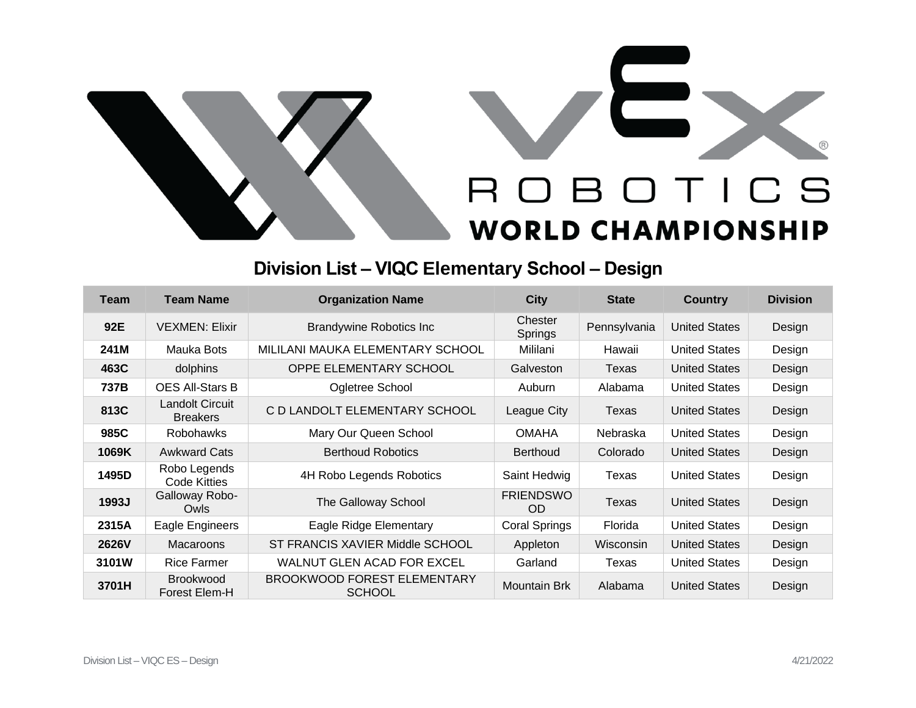# Division List – VIQC Elementary School – Design

| Team | Team Name | Organization Name | City | State | Country | Division |
|---|---|---|---|---|---|---|
| **92E** | VEXMEN: Elixir | Brandywine Robotics Inc | Chester Springs | Pennsylvania | United States | Design |
| **241M** | Mauka Bots | MILILANI MAUKA ELEMENTARY SCHOOL | Mililani | Hawaii | United States | Design |
| **463C** | dolphins | OPPE ELEMENTARY SCHOOL | Galveston | Texas | United States | Design |
| **737B** | OES All-Stars B | Ogletree School | Auburn | Alabama | United States | Design |
| **813C** | Landolt Circuit Breakers | C D LANDOLT ELEMENTARY SCHOOL | League City | Texas | United States | Design |
| **985C** | Robohawks | Mary Our Queen School | OMAHA | Nebraska | United States | Design |
| **1069K** | Awkward Cats | Berthoud Robotics | Berthoud | Colorado | United States | Design |
| **1495D** | Robo Legends Code Kitties | 4H Robo Legends Robotics | Saint Hedwig | Texas | United States | Design |
| **1993J** | Galloway Robo-Owls | The Galloway School | FRIENDSWOOD | Texas | United States | Design |
| **2315A** | Eagle Engineers | Eagle Ridge Elementary | Coral Springs | Florida | United States | Design |
| **2626V** | Macaroons | ST FRANCIS XAVIER Middle SCHOOL | Appleton | Wisconsin | United States | Design |
| **3101W** | Rice Farmer | WALNUT GLEN ACAD FOR EXCEL | Garland | Texas | United States | Design |
| **3701H** | Brookwood Forest Elem-H | BROOKWOOD FOREST ELEMENTARY SCHOOL | Mountain Brk | Alabama | United States | Design |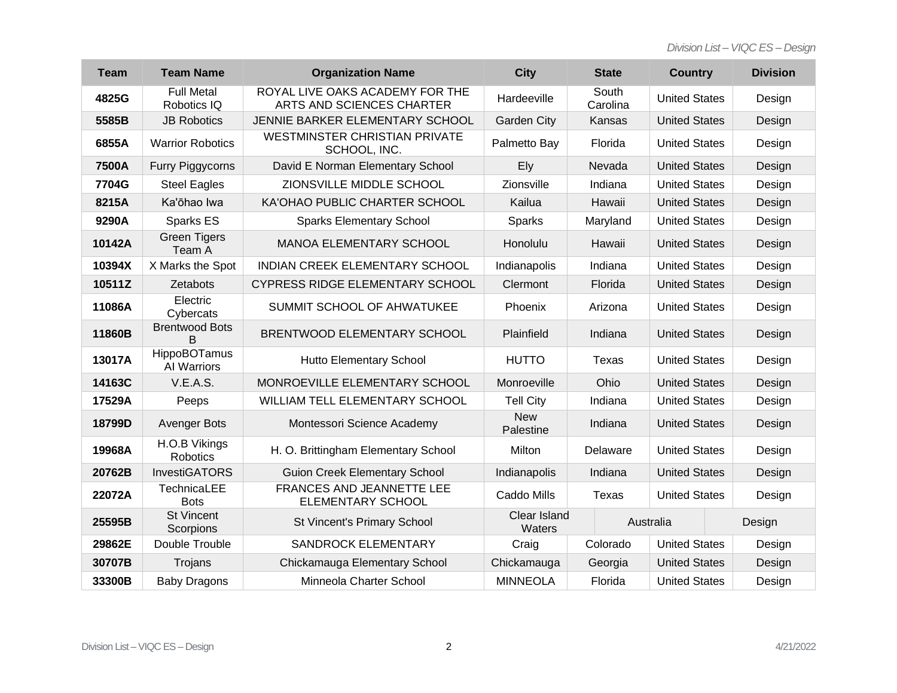| Team | Team Name | Organization Name | City | State | Country | Division |
| --- | --- | --- | --- | --- | --- | --- |
| 4825G | Full Metal Robotics IQ | ROYAL LIVE OAKS ACADEMY FOR THE ARTS AND SCIENCES CHARTER | Hardeeville | South Carolina | United States | Design |
| 5585B | JB Robotics | JENNIE BARKER ELEMENTARY SCHOOL | Garden City | Kansas | United States | Design |
| 6855A | Warrior Robotics | WESTMINSTER CHRISTIAN PRIVATE SCHOOL, INC. | Palmetto Bay | Florida | United States | Design |
| 7500A | Furry Piggycorns | David E Norman Elementary School | Ely | Nevada | United States | Design |
| 7704G | Steel Eagles | ZIONSVILLE MIDDLE SCHOOL | Zionsville | Indiana | United States | Design |
| 8215A | Ka'ōhao Iwa | KA'OHAO PUBLIC CHARTER SCHOOL | Kailua | Hawaii | United States | Design |
| 9290A | Sparks ES | Sparks Elementary School | Sparks | Maryland | United States | Design |
| 10142A | Green Tigers Team A | MANOA ELEMENTARY SCHOOL | Honolulu | Hawaii | United States | Design |
| 10394X | X Marks the Spot | INDIAN CREEK ELEMENTARY SCHOOL | Indianapolis | Indiana | United States | Design |
| 10511Z | Zetabots | CYPRESS RIDGE ELEMENTARY SCHOOL | Clermont | Florida | United States | Design |
| 11086A | Electric Cybercats | SUMMIT SCHOOL OF AHWATUKEE | Phoenix | Arizona | United States | Design |
| 11860B | Brentwood Bots B | BRENTWOOD ELEMENTARY SCHOOL | Plainfield | Indiana | United States | Design |
| 13017A | HippoBOTamus AI Warriors | Hutto Elementary School | HUTTO | Texas | United States | Design |
| 14163C | V.E.A.S. | MONROEVILLE ELEMENTARY SCHOOL | Monroeville | Ohio | United States | Design |
| 17529A | Peeps | WILLIAM TELL ELEMENTARY SCHOOL | Tell City | Indiana | United States | Design |
| 18799D | Avenger Bots | Montessori Science Academy | New Palestine | Indiana | United States | Design |
| 19968A | H.O.B Vikings Robotics | H. O. Brittingham Elementary School | Milton | Delaware | United States | Design |
| 20762B | InvestiGATORS | Guion Creek Elementary School | Indianapolis | Indiana | United States | Design |
| 22072A | TechnicaLEE Bots | FRANCES AND JEANNETTE LEE ELEMENTARY SCHOOL | Caddo Mills | Texas | United States | Design |
| 25595B | St Vincent Scorpions | St Vincent's Primary School | Clear Island Waters | | Australia | Design |
| 29862E | Double Trouble | SANDROCK ELEMENTARY | Craig | Colorado | United States | Design |
| 30707B | Trojans | Chickamauga Elementary School | Chickamauga | Georgia | United States | Design |
| 33300B | Baby Dragons | Minneola Charter School | MINNEOLA | Florida | United States | Design |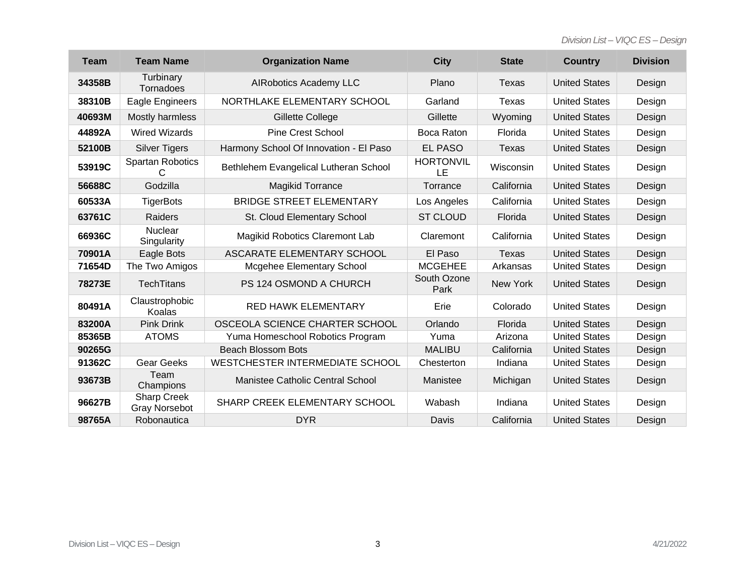| Team | Team Name | Organization Name | City | State | Country | Division |
|---|---|---|---|---|---|---|
| **34358B** | Turbinary Tornadoes | AIRobotics Academy LLC | Plano | Texas | United States | Design |
| **38310B** | Eagle Engineers | NORTHLAKE ELEMENTARY SCHOOL | Garland | Texas | United States | Design |
| **40693M** | Mostly harmless | Gillette College | Gillette | Wyoming | United States | Design |
| **44892A** | Wired Wizards | Pine Crest School | Boca Raton | Florida | United States | Design |
| **52100B** | Silver Tigers | Harmony School Of Innovation - El Paso | EL PASO | Texas | United States | Design |
| **53919C** | Spartan Robotics C | Bethlehem Evangelical Lutheran School | HORTONVILLE | Wisconsin | United States | Design |
| **56688C** | Godzilla | Magikid Torrance | Torrance | California | United States | Design |
| **60533A** | TigerBots | BRIDGE STREET ELEMENTARY | Los Angeles | California | United States | Design |
| **63761C** | Raiders | St. Cloud Elementary School | ST CLOUD | Florida | United States | Design |
| **66936C** | Nuclear Singularity | Magikid Robotics Claremont Lab | Claremont | California | United States | Design |
| **70901A** | Eagle Bots | ASCARATE ELEMENTARY SCHOOL | El Paso | Texas | United States | Design |
| **71654D** | The Two Amigos | Mcgehee Elementary School | MCGEHEE | Arkansas | United States | Design |
| **78273E** | TechTitans | PS 124 OSMOND A CHURCH | South Ozone Park | New York | United States | Design |
| **80491A** | Claustrophobic Koalas | RED HAWK ELEMENTARY | Erie | Colorado | United States | Design |
| **83200A** | Pink Drink | OSCEOLA SCIENCE CHARTER SCHOOL | Orlando | Florida | United States | Design |
| **85365B** | ATOMS | Yuma Homeschool Robotics Program | Yuma | Arizona | United States | Design |
| **90265G** | Beach Blossom Bots | | MALIBU | California | United States | Design |
| **91362C** | Gear Geeks | WESTCHESTER INTERMEDIATE SCHOOL | Chesterton | Indiana | United States | Design |
| **93673B** | Team Champions | Manistee Catholic Central School | Manistee | Michigan | United States | Design |
| **96627B** | Sharp Creek Gray Norsebot | SHARP CREEK ELEMENTARY SCHOOL | Wabash | Indiana | United States | Design |
| **98765A** | Robonautica | DYR | Davis | California | United States | Design |